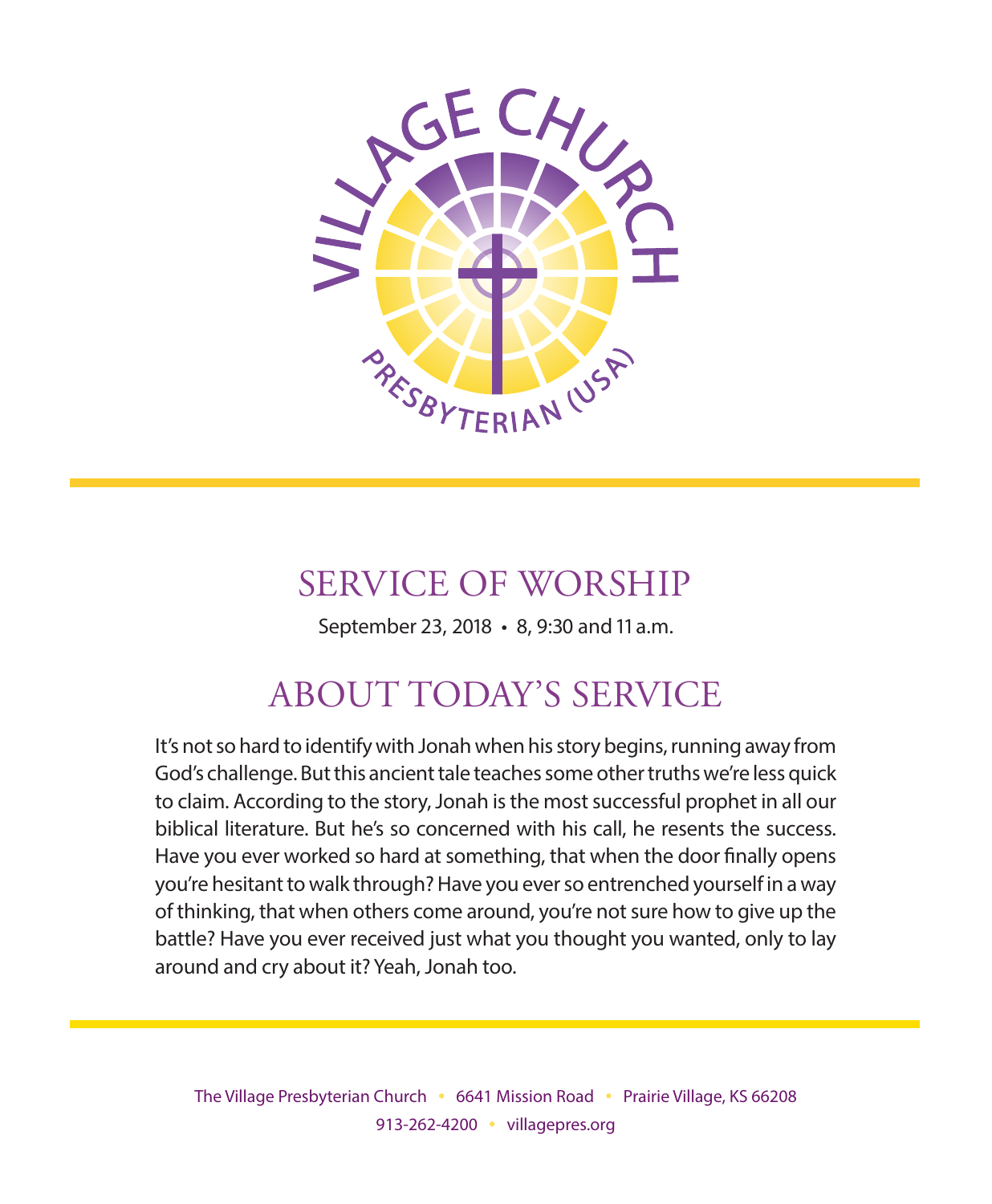VILLAGE CHURCH

PRESBYTERIAN (USA)

# SERVICE OF WORSHIP

September 23, 2018 • 8, 9:30 and 11 a.m.

## ABOUT TODAY'S SERVICE

It's not so hard to identify with Jonah when his story begins, running away from God's challenge. But this ancient tale teaches some other truths we're less quick to claim. According to the story, Jonah is the most successful prophet in all our biblical literature. But he's so concerned with his call, he resents the success. Have you ever worked so hard at something, that when the door finally opens you're hesitant to walk through? Have you ever so entrenched yourself in a way of thinking, that when others come around, you're not sure how to give up the battle? Have you ever received just what you thought you wanted, only to lay around and cry about it? Yeah, Jonah too.

The Village Presbyterian Church • 6641 Mission Road • Prairie Village, KS 66208
913-262-4200 • villagepres.org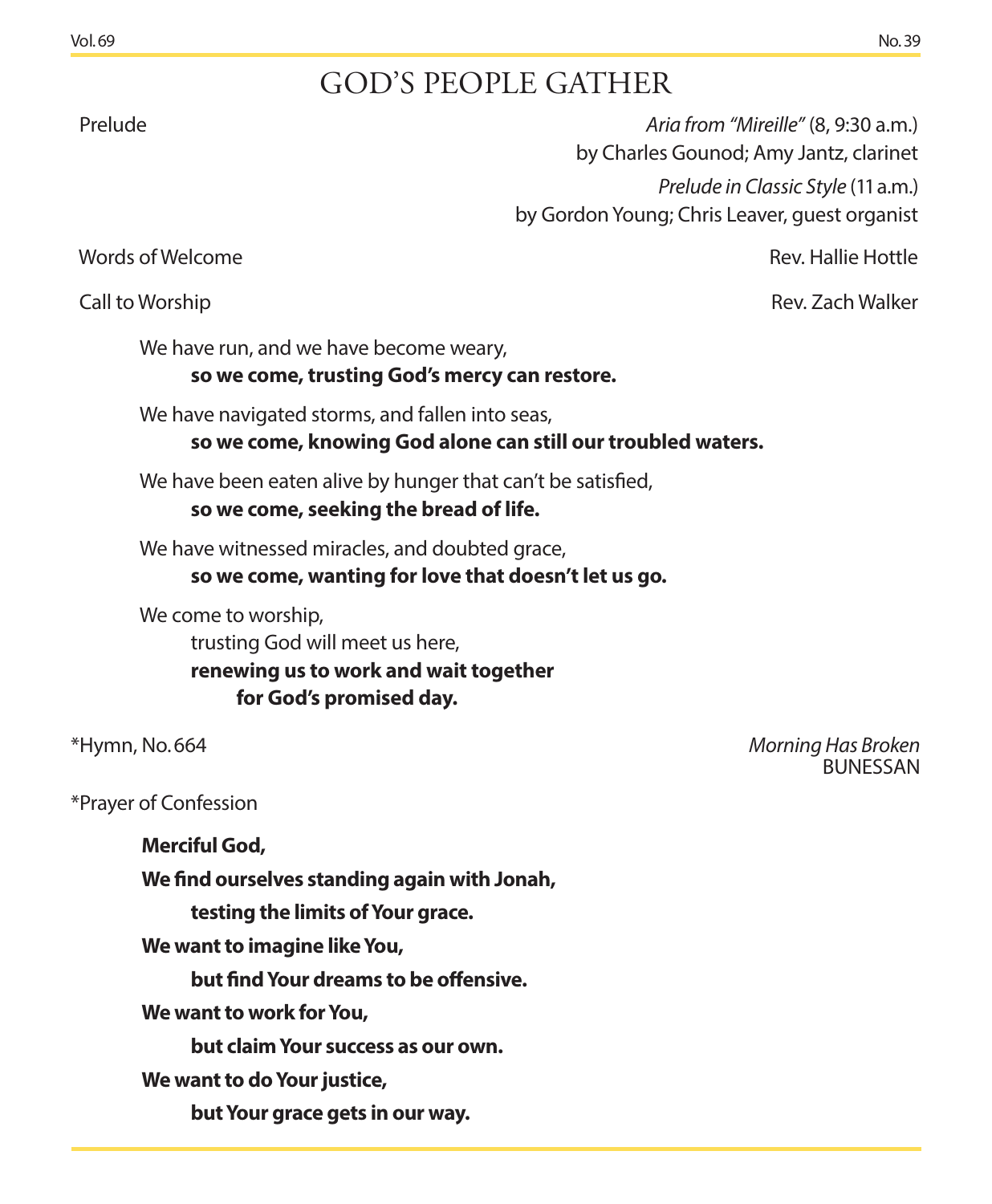# GOD'S PEOPLE GATHER

Prelude — *Aria from "Mireille"* (8, 9:30 a.m.)
by Charles Gounod; Amy Jantz, clarinet
*Prelude in Classic Style* (11 a.m.)
by Gordon Young; Chris Leaver, guest organist

Words of Welcome — Rev. Hallie Hottle

Call to Worship — Rev. Zach Walker

We have run, and we have become weary,
**so we come, trusting God's mercy can restore.**

We have navigated storms, and fallen into seas,
**so we come, knowing God alone can still our troubled waters.**

We have been eaten alive by hunger that can't be satisfied,
**so we come, seeking the bread of life.**

We have witnessed miracles, and doubted grace,
**so we come, wanting for love that doesn't let us go.**

We come to worship,
trusting God will meet us here,
**renewing us to work and wait together**
**for God's promised day.**

*Hymn, No. 664 — *Morning Has Broken*
BUNESSAN

*Prayer of Confession

**Merciful God,**

**We find ourselves standing again with Jonah,**

**testing the limits of Your grace.**

**We want to imagine like You,**

**but find Your dreams to be offensive.**

**We want to work for You,**

**but claim Your success as our own.**

**We want to do Your justice,**

**but Your grace gets in our way.**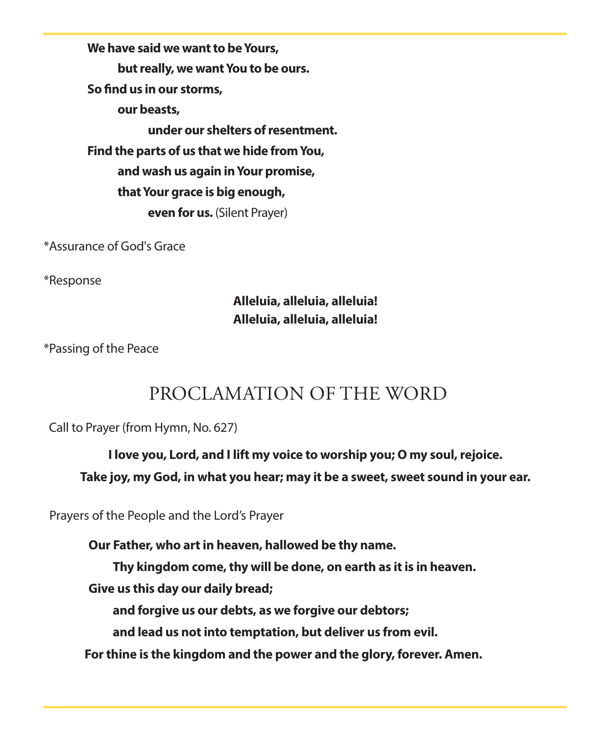**We have said we want to be Yours,**
**but really, we want You to be ours.**
**So find us in our storms,**
**our beasts,**
**under our shelters of resentment.**
**Find the parts of us that we hide from You,**
**and wash us again in Your promise,**
**that Your grace is big enough,**
**even for us.** (Silent Prayer)

*Assurance of God's Grace

*Response

**Alleluia, alleluia, alleluia!**
**Alleluia, alleluia, alleluia!**

*Passing of the Peace

## PROCLAMATION OF THE WORD

Call to Prayer (from Hymn, No. 627)

**I love you, Lord, and I lift my voice to worship you; O my soul, rejoice.**
**Take joy, my God, in what you hear; may it be a sweet, sweet sound in your ear.**

Prayers of the People and the Lord's Prayer

**Our Father, who art in heaven, hallowed be thy name.**
**Thy kingdom come, thy will be done, on earth as it is in heaven.**
**Give us this day our daily bread;**
**and forgive us our debts, as we forgive our debtors;**
**and lead us not into temptation, but deliver us from evil.**
**For thine is the kingdom and the power and the glory, forever. Amen.**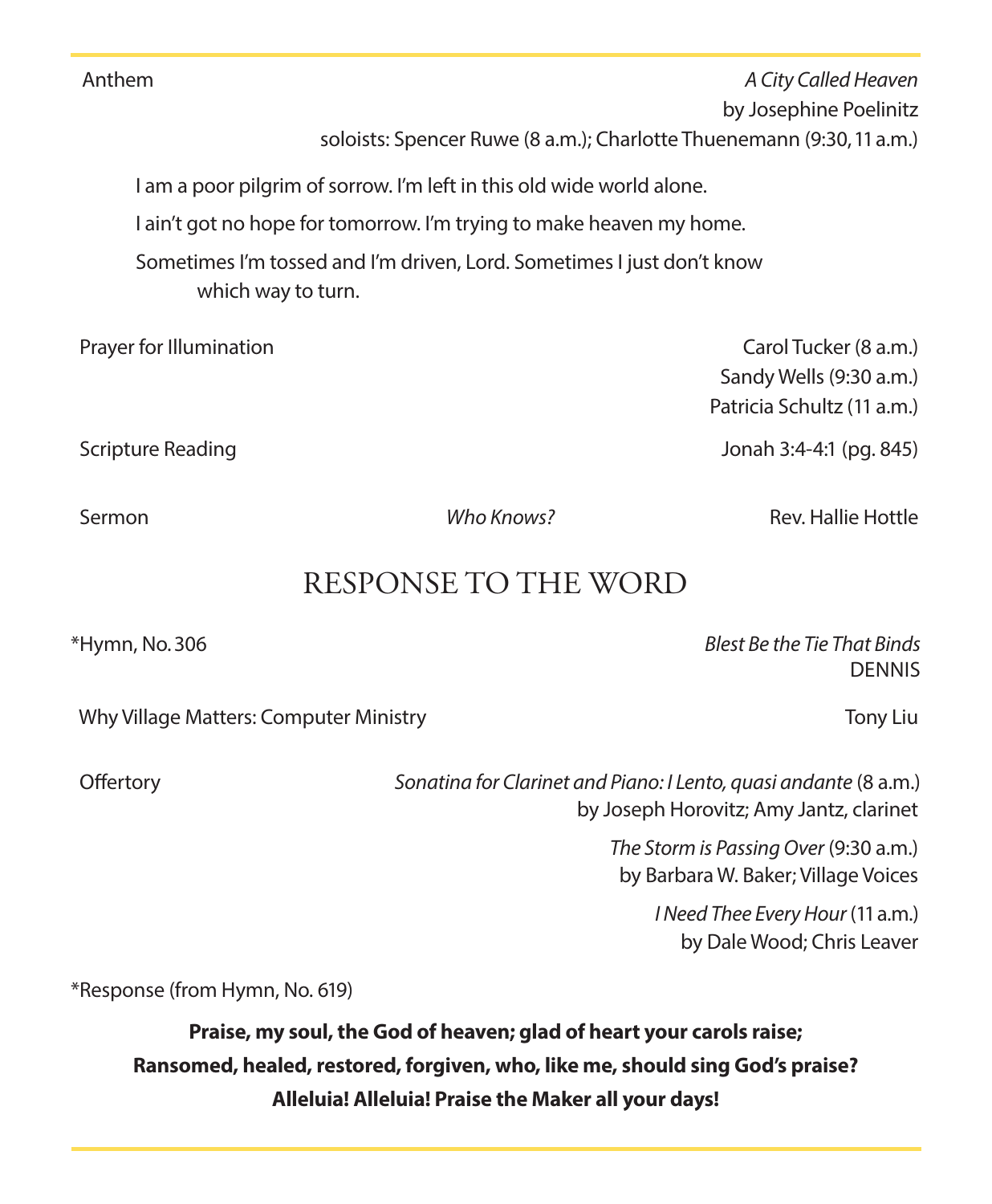Anthem *A City Called Heaven*
by Josephine Poelinitz
soloists: Spencer Ruwe (8 a.m.); Charlotte Thuenemann (9:30, 11 a.m.)

I am a poor pilgrim of sorrow. I'm left in this old wide world alone.

I ain't got no hope for tomorrow. I'm trying to make heaven my home.

Sometimes I'm tossed and I'm driven, Lord. Sometimes I just don't know which way to turn.

Prayer for Illumination
Carol Tucker (8 a.m.)
Sandy Wells (9:30 a.m.)
Patricia Schultz (11 a.m.)

Scripture Reading Jonah 3:4-4:1 (pg. 845)

Sermon *Who Knows?* Rev. Hallie Hottle

## RESPONSE TO THE WORD

*Hymn, No. 306 *Blest Be the Tie That Binds*
DENNIS

Why Village Matters: Computer Ministry Tony Liu

Offertory *Sonatina for Clarinet and Piano: I Lento, quasi andante* (8 a.m.)
by Joseph Horovitz; Amy Jantz, clarinet

*The Storm is Passing Over* (9:30 a.m.)
by Barbara W. Baker; Village Voices

*I Need Thee Every Hour* (11 a.m.)
by Dale Wood; Chris Leaver

*Response (from Hymn, No. 619)

**Praise, my soul, the God of heaven; glad of heart your carols raise;**

**Ransomed, healed, restored, forgiven, who, like me, should sing God's praise?**

**Alleluia! Alleluia! Praise the Maker all your days!**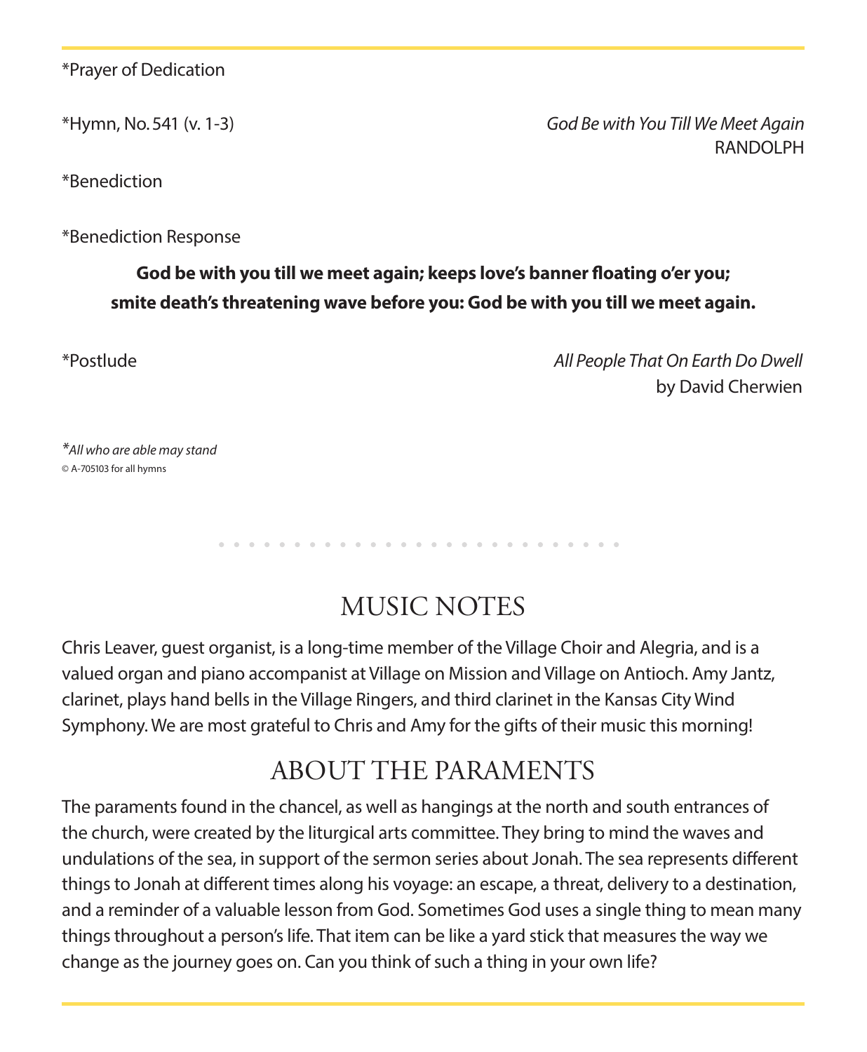*Prayer of Dedication

*Hymn, No. 541 (v. 1-3) *God Be with You Till We Meet Again*
RANDOLPH

*Benediction

*Benediction Response

**God be with you till we meet again; keeps love's banner floating o'er you;**
**smite death's threatening wave before you: God be with you till we meet again.**

*Postlude *All People That On Earth Do Dwell*
by David Cherwien

**All who are able may stand*
© A-705103 for all hymns

## MUSIC NOTES

Chris Leaver, guest organist, is a long-time member of the Village Choir and Alegria, and is a valued organ and piano accompanist at Village on Mission and Village on Antioch. Amy Jantz, clarinet, plays hand bells in the Village Ringers, and third clarinet in the Kansas City Wind Symphony. We are most grateful to Chris and Amy for the gifts of their music this morning!

## ABOUT THE PARAMENTS

The paraments found in the chancel, as well as hangings at the north and south entrances of the church, were created by the liturgical arts committee. They bring to mind the waves and undulations of the sea, in support of the sermon series about Jonah. The sea represents different things to Jonah at different times along his voyage: an escape, a threat, delivery to a destination, and a reminder of a valuable lesson from God. Sometimes God uses a single thing to mean many things throughout a person's life. That item can be like a yard stick that measures the way we change as the journey goes on. Can you think of such a thing in your own life?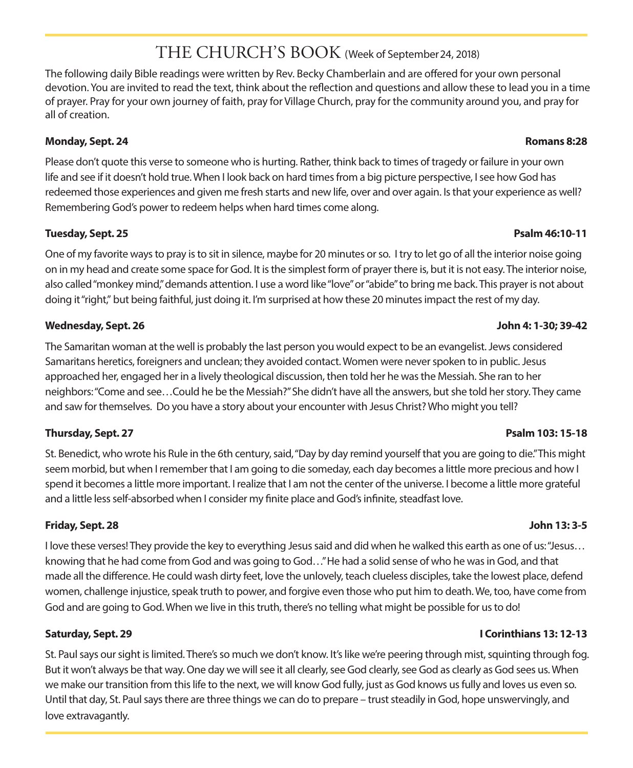# THE CHURCH'S BOOK (Week of September 24, 2018)

The following daily Bible readings were written by Rev. Becky Chamberlain and are offered for your own personal devotion. You are invited to read the text, think about the reflection and questions and allow these to lead you in a time of prayer. Pray for your own journey of faith, pray for Village Church, pray for the community around you, and pray for all of creation.

**Monday, Sept. 24** **Romans 8:28**

Please don't quote this verse to someone who is hurting. Rather, think back to times of tragedy or failure in your own life and see if it doesn't hold true. When I look back on hard times from a big picture perspective, I see how God has redeemed those experiences and given me fresh starts and new life, over and over again. Is that your experience as well? Remembering God's power to redeem helps when hard times come along.

**Tuesday, Sept. 25** **Psalm 46:10-11**

One of my favorite ways to pray is to sit in silence, maybe for 20 minutes or so. I try to let go of all the interior noise going on in my head and create some space for God. It is the simplest form of prayer there is, but it is not easy. The interior noise, also called "monkey mind," demands attention. I use a word like "love" or "abide" to bring me back. This prayer is not about doing it "right," but being faithful, just doing it. I'm surprised at how these 20 minutes impact the rest of my day.

**Wednesday, Sept. 26** **John 4: 1-30; 39-42**

The Samaritan woman at the well is probably the last person you would expect to be an evangelist. Jews considered Samaritans heretics, foreigners and unclean; they avoided contact. Women were never spoken to in public. Jesus approached her, engaged her in a lively theological discussion, then told her he was the Messiah. She ran to her neighbors: "Come and see…Could he be the Messiah?" She didn't have all the answers, but she told her story. They came and saw for themselves. Do you have a story about your encounter with Jesus Christ? Who might you tell?

**Thursday, Sept. 27** **Psalm 103: 15-18**

St. Benedict, who wrote his Rule in the 6th century, said, "Day by day remind yourself that you are going to die." This might seem morbid, but when I remember that I am going to die someday, each day becomes a little more precious and how I spend it becomes a little more important. I realize that I am not the center of the universe. I become a little more grateful and a little less self-absorbed when I consider my finite place and God's infinite, steadfast love.

**Friday, Sept. 28** **John 13: 3-5**

I love these verses! They provide the key to everything Jesus said and did when he walked this earth as one of us: "Jesus… knowing that he had come from God and was going to God…" He had a solid sense of who he was in God, and that made all the difference. He could wash dirty feet, love the unlovely, teach clueless disciples, take the lowest place, defend women, challenge injustice, speak truth to power, and forgive even those who put him to death. We, too, have come from God and are going to God. When we live in this truth, there's no telling what might be possible for us to do!

**Saturday, Sept. 29** **I Corinthians 13: 12-13**

St. Paul says our sight is limited. There's so much we don't know. It's like we're peering through mist, squinting through fog. But it won't always be that way. One day we will see it all clearly, see God clearly, see God as clearly as God sees us. When we make our transition from this life to the next, we will know God fully, just as God knows us fully and loves us even so. Until that day, St. Paul says there are three things we can do to prepare – trust steadily in God, hope unswervingly, and love extravagantly.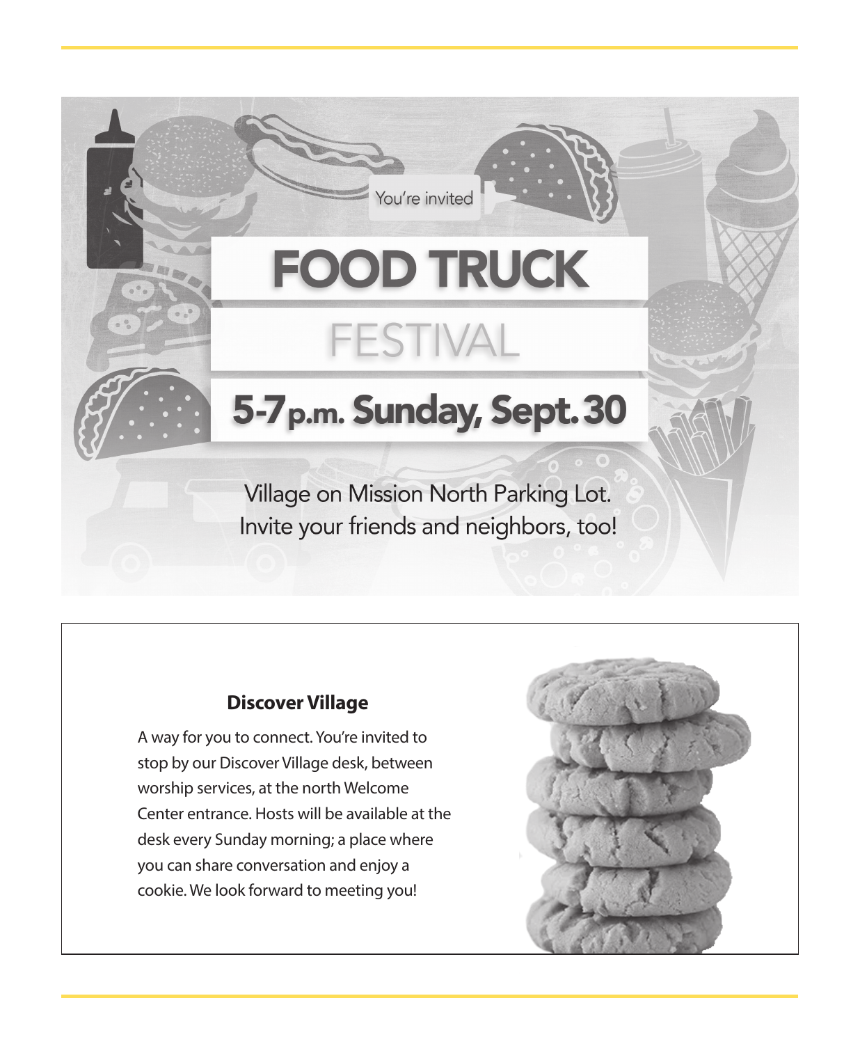You're invited

# FOOD TRUCK

## FESTIVAL

## 5-7 p.m. Sunday, Sept. 30

Village on Mission North Parking Lot.
Invite your friends and neighbors, too!

**Discover Village**

A way for you to connect. You're invited to stop by our Discover Village desk, between worship services, at the north Welcome Center entrance. Hosts will be available at the desk every Sunday morning; a place where you can share conversation and enjoy a cookie. We look forward to meeting you!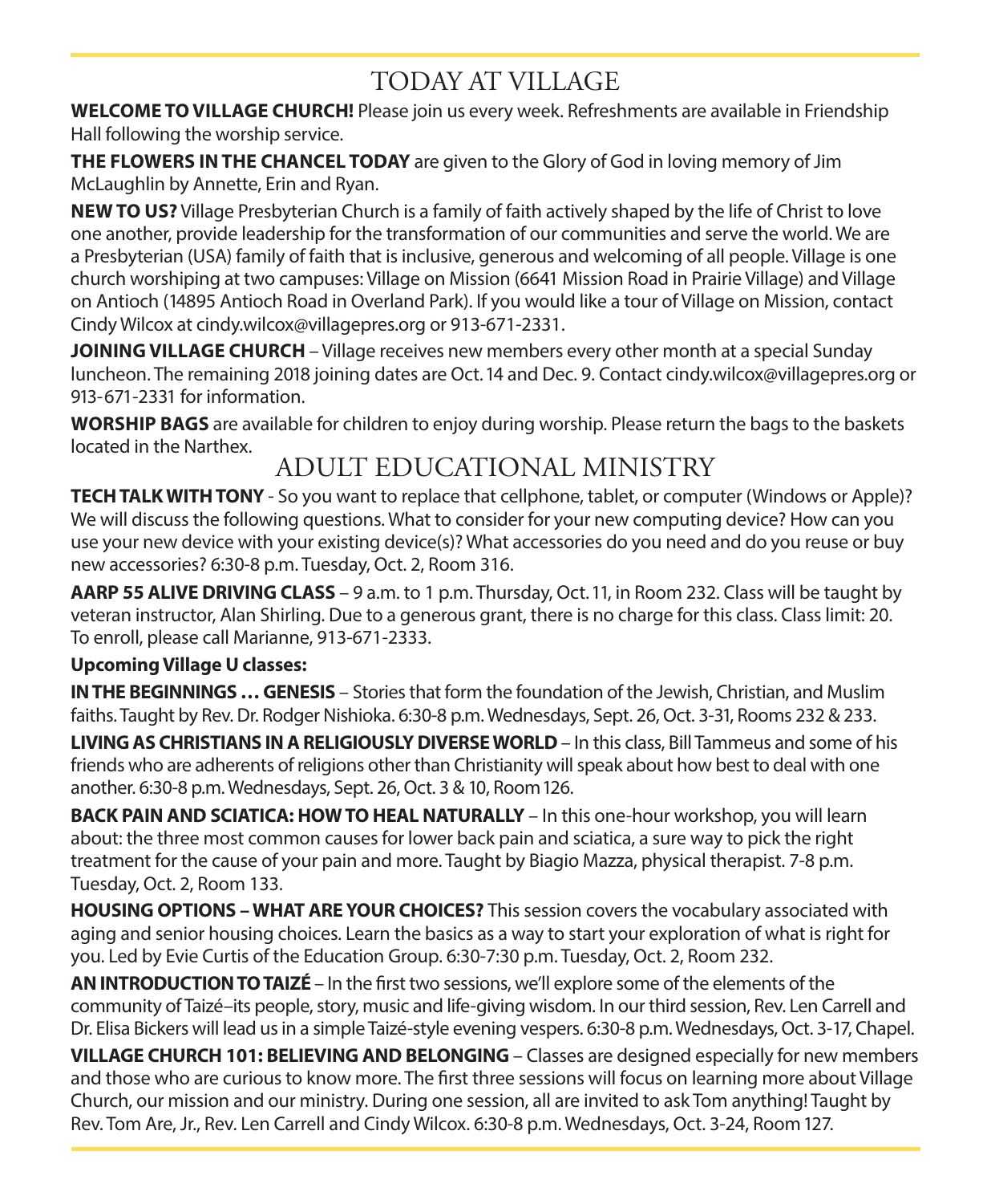# TODAY AT VILLAGE

**WELCOME TO VILLAGE CHURCH!** Please join us every week. Refreshments are available in Friendship Hall following the worship service.

**THE FLOWERS IN THE CHANCEL TODAY** are given to the Glory of God in loving memory of Jim McLaughlin by Annette, Erin and Ryan.

**NEW TO US?** Village Presbyterian Church is a family of faith actively shaped by the life of Christ to love one another, provide leadership for the transformation of our communities and serve the world. We are a Presbyterian (USA) family of faith that is inclusive, generous and welcoming of all people. Village is one church worshiping at two campuses: Village on Mission (6641 Mission Road in Prairie Village) and Village on Antioch (14895 Antioch Road in Overland Park). If you would like a tour of Village on Mission, contact Cindy Wilcox at cindy.wilcox@villagepres.org or 913-671-2331.

**JOINING VILLAGE CHURCH** – Village receives new members every other month at a special Sunday luncheon. The remaining 2018 joining dates are Oct. 14 and Dec. 9. Contact cindy.wilcox@villagepres.org or 913-671-2331 for information.

**WORSHIP BAGS** are available for children to enjoy during worship. Please return the bags to the baskets located in the Narthex.

# ADULT EDUCATIONAL MINISTRY

**TECH TALK WITH TONY** - So you want to replace that cellphone, tablet, or computer (Windows or Apple)? We will discuss the following questions. What to consider for your new computing device? How can you use your new device with your existing device(s)? What accessories do you need and do you reuse or buy new accessories? 6:30-8 p.m. Tuesday, Oct. 2, Room 316.

**AARP 55 ALIVE DRIVING CLASS** – 9 a.m. to 1 p.m. Thursday, Oct. 11, in Room 232. Class will be taught by veteran instructor, Alan Shirling. Due to a generous grant, there is no charge for this class. Class limit: 20. To enroll, please call Marianne, 913-671-2333.

**Upcoming Village U classes:**

**IN THE BEGINNINGS … GENESIS** – Stories that form the foundation of the Jewish, Christian, and Muslim faiths. Taught by Rev. Dr. Rodger Nishioka. 6:30-8 p.m. Wednesdays, Sept. 26, Oct. 3-31, Rooms 232 & 233.

**LIVING AS CHRISTIANS IN A RELIGIOUSLY DIVERSE WORLD** – In this class, Bill Tammeus and some of his friends who are adherents of religions other than Christianity will speak about how best to deal with one another. 6:30-8 p.m. Wednesdays, Sept. 26, Oct. 3 & 10, Room 126.

**BACK PAIN AND SCIATICA: HOW TO HEAL NATURALLY** – In this one-hour workshop, you will learn about: the three most common causes for lower back pain and sciatica, a sure way to pick the right treatment for the cause of your pain and more. Taught by Biagio Mazza, physical therapist. 7-8 p.m. Tuesday, Oct. 2, Room 133.

**HOUSING OPTIONS – WHAT ARE YOUR CHOICES?** This session covers the vocabulary associated with aging and senior housing choices. Learn the basics as a way to start your exploration of what is right for you. Led by Evie Curtis of the Education Group. 6:30-7:30 p.m. Tuesday, Oct. 2, Room 232.

**AN INTRODUCTION TO TAIZÉ** – In the first two sessions, we'll explore some of the elements of the community of Taizé–its people, story, music and life-giving wisdom. In our third session, Rev. Len Carrell and Dr. Elisa Bickers will lead us in a simple Taizé-style evening vespers. 6:30-8 p.m. Wednesdays, Oct. 3-17, Chapel.

**VILLAGE CHURCH 101: BELIEVING AND BELONGING** – Classes are designed especially for new members and those who are curious to know more. The first three sessions will focus on learning more about Village Church, our mission and our ministry. During one session, all are invited to ask Tom anything! Taught by Rev. Tom Are, Jr., Rev. Len Carrell and Cindy Wilcox. 6:30-8 p.m. Wednesdays, Oct. 3-24, Room 127.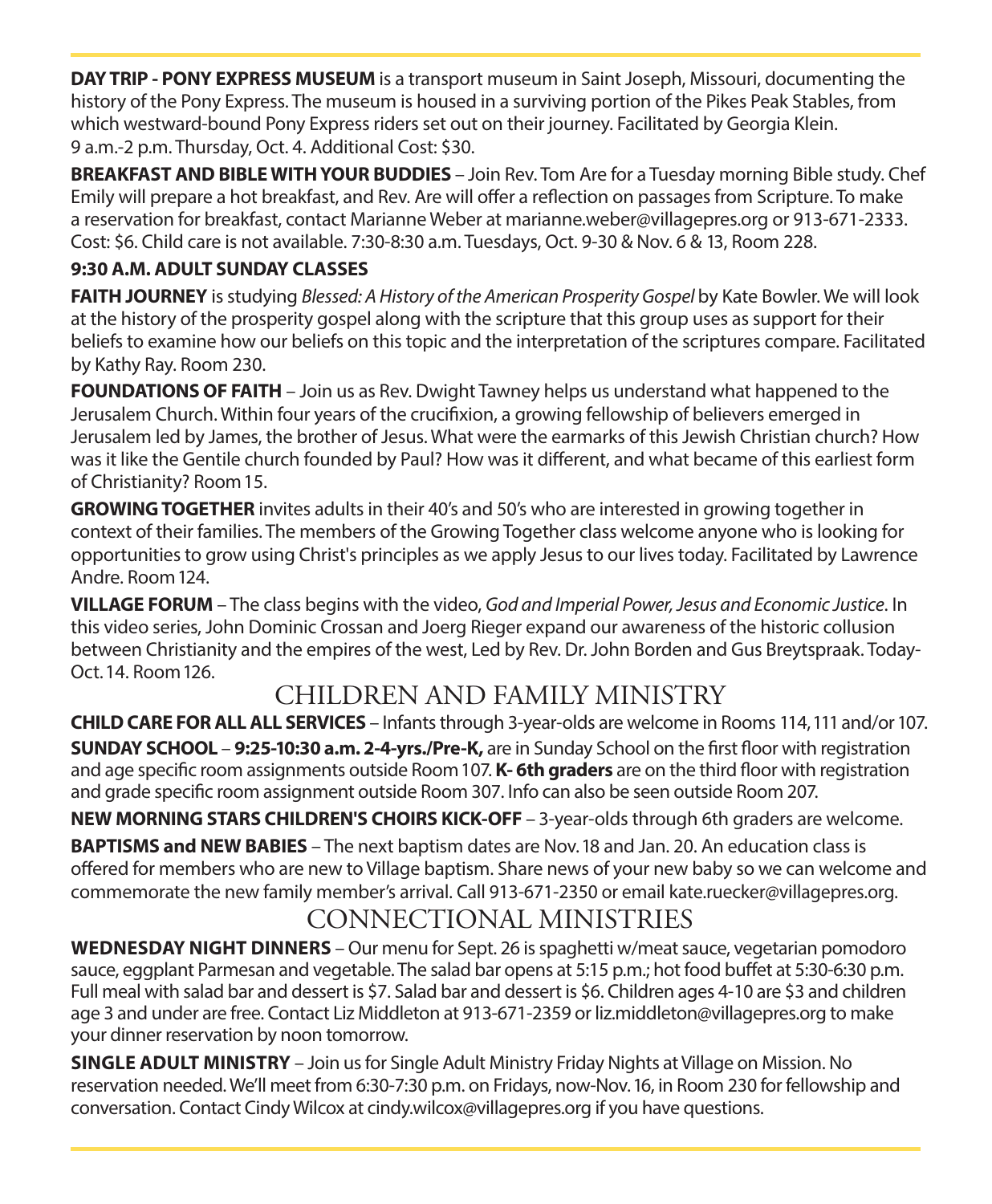**DAY TRIP - PONY EXPRESS MUSEUM** is a transport museum in Saint Joseph, Missouri, documenting the history of the Pony Express. The museum is housed in a surviving portion of the Pikes Peak Stables, from which westward-bound Pony Express riders set out on their journey. Facilitated by Georgia Klein. 9 a.m.-2 p.m. Thursday, Oct. 4. Additional Cost: $30.

**BREAKFAST AND BIBLE WITH YOUR BUDDIES** – Join Rev. Tom Are for a Tuesday morning Bible study. Chef Emily will prepare a hot breakfast, and Rev. Are will offer a reflection on passages from Scripture. To make a reservation for breakfast, contact Marianne Weber at marianne.weber@villagepres.org or 913-671-2333. Cost: $6. Child care is not available. 7:30-8:30 a.m. Tuesdays, Oct. 9-30 & Nov. 6 & 13, Room 228.

**9:30 A.M. ADULT SUNDAY CLASSES**

**FAITH JOURNEY** is studying *Blessed: A History of the American Prosperity Gospel* by Kate Bowler. We will look at the history of the prosperity gospel along with the scripture that this group uses as support for their beliefs to examine how our beliefs on this topic and the interpretation of the scriptures compare. Facilitated by Kathy Ray. Room 230.

**FOUNDATIONS OF FAITH** – Join us as Rev. Dwight Tawney helps us understand what happened to the Jerusalem Church. Within four years of the crucifixion, a growing fellowship of believers emerged in Jerusalem led by James, the brother of Jesus. What were the earmarks of this Jewish Christian church? How was it like the Gentile church founded by Paul? How was it different, and what became of this earliest form of Christianity? Room 15.

**GROWING TOGETHER** invites adults in their 40's and 50's who are interested in growing together in context of their families. The members of the Growing Together class welcome anyone who is looking for opportunities to grow using Christ's principles as we apply Jesus to our lives today. Facilitated by Lawrence Andre. Room 124.

**VILLAGE FORUM** – The class begins with the video, *God and Imperial Power, Jesus and Economic Justice*. In this video series, John Dominic Crossan and Joerg Rieger expand our awareness of the historic collusion between Christianity and the empires of the west, Led by Rev. Dr. John Borden and Gus Breytspraak. Today-Oct. 14. Room 126.

## CHILDREN AND FAMILY MINISTRY

**CHILD CARE FOR ALL ALL SERVICES** – Infants through 3-year-olds are welcome in Rooms 114, 111 and/or 107.

**SUNDAY SCHOOL** – **9:25-10:30 a.m. 2-4-yrs./Pre-K,** are in Sunday School on the first floor with registration and age specific room assignments outside Room 107. **K- 6th graders** are on the third floor with registration and grade specific room assignment outside Room 307. Info can also be seen outside Room 207.

**NEW MORNING STARS CHILDREN'S CHOIRS KICK-OFF** – 3-year-olds through 6th graders are welcome.

**BAPTISMS and NEW BABIES** – The next baptism dates are Nov. 18 and Jan. 20. An education class is offered for members who are new to Village baptism. Share news of your new baby so we can welcome and commemorate the new family member's arrival. Call 913-671-2350 or email kate.ruecker@villagepres.org.

## CONNECTIONAL MINISTRIES

**WEDNESDAY NIGHT DINNERS** – Our menu for Sept. 26 is spaghetti w/meat sauce, vegetarian pomodoro sauce, eggplant Parmesan and vegetable. The salad bar opens at 5:15 p.m.; hot food buffet at 5:30-6:30 p.m. Full meal with salad bar and dessert is $7. Salad bar and dessert is $6. Children ages 4-10 are $3 and children age 3 and under are free. Contact Liz Middleton at 913-671-2359 or liz.middleton@villagepres.org to make your dinner reservation by noon tomorrow.

**SINGLE ADULT MINISTRY** – Join us for Single Adult Ministry Friday Nights at Village on Mission. No reservation needed. We'll meet from 6:30-7:30 p.m. on Fridays, now-Nov. 16, in Room 230 for fellowship and conversation. Contact Cindy Wilcox at cindy.wilcox@villagepres.org if you have questions.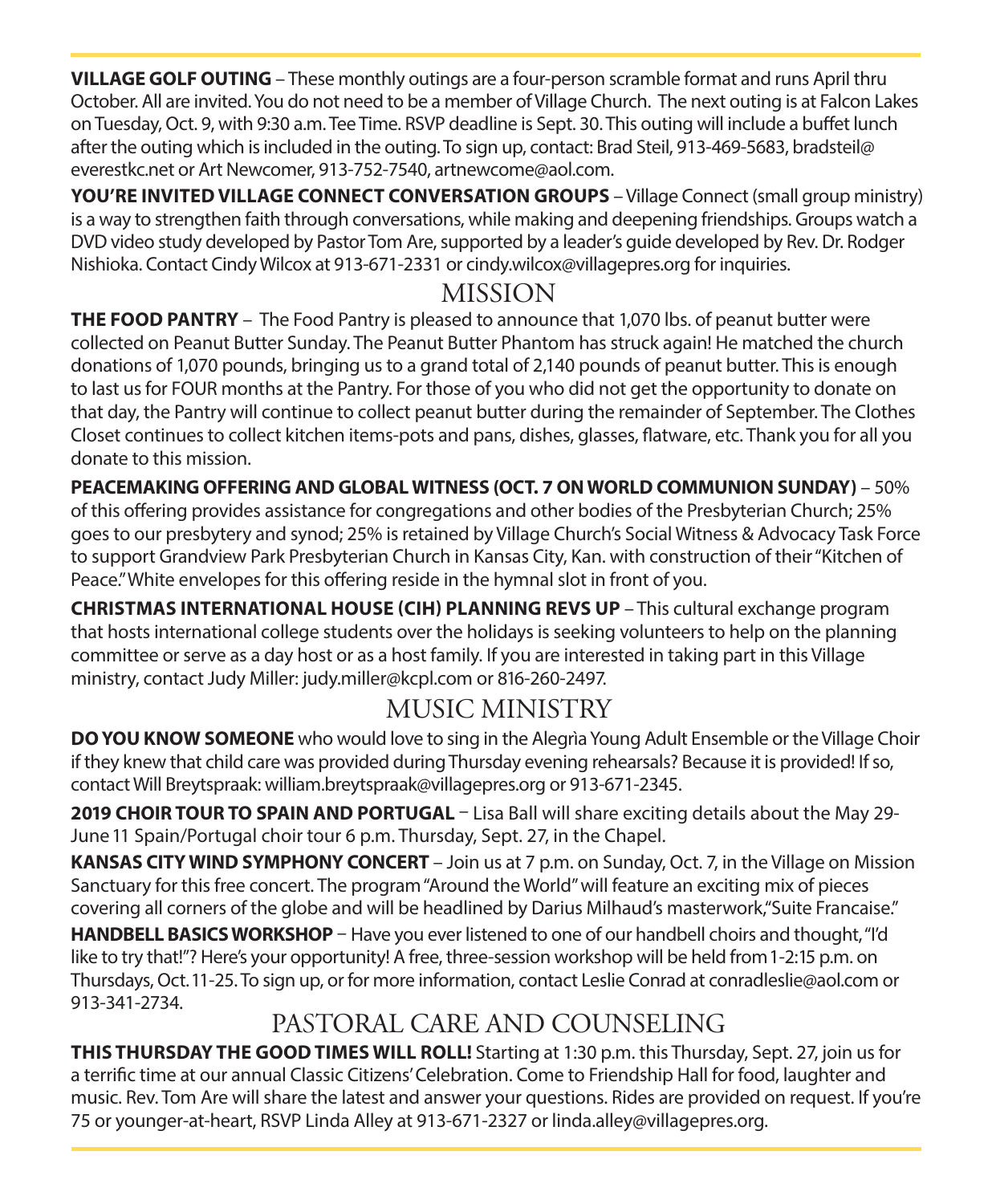**VILLAGE GOLF OUTING** – These monthly outings are a four-person scramble format and runs April thru October. All are invited. You do not need to be a member of Village Church. The next outing is at Falcon Lakes on Tuesday, Oct. 9, with 9:30 a.m. Tee Time. RSVP deadline is Sept. 30. This outing will include a buffet lunch after the outing which is included in the outing. To sign up, contact: Brad Steil, 913-469-5683, bradsteil@everestkc.net or Art Newcomer, 913-752-7540, artnewcome@aol.com.

**YOU'RE INVITED VILLAGE CONNECT CONVERSATION GROUPS** – Village Connect (small group ministry) is a way to strengthen faith through conversations, while making and deepening friendships. Groups watch a DVD video study developed by Pastor Tom Are, supported by a leader's guide developed by Rev. Dr. Rodger Nishioka. Contact Cindy Wilcox at 913-671-2331 or cindy.wilcox@villagepres.org for inquiries.

## MISSION

**THE FOOD PANTRY** – The Food Pantry is pleased to announce that 1,070 lbs. of peanut butter were collected on Peanut Butter Sunday. The Peanut Butter Phantom has struck again! He matched the church donations of 1,070 pounds, bringing us to a grand total of 2,140 pounds of peanut butter. This is enough to last us for FOUR months at the Pantry. For those of you who did not get the opportunity to donate on that day, the Pantry will continue to collect peanut butter during the remainder of September. The Clothes Closet continues to collect kitchen items-pots and pans, dishes, glasses, flatware, etc. Thank you for all you donate to this mission.

**PEACEMAKING OFFERING AND GLOBAL WITNESS (OCT. 7 ON WORLD COMMUNION SUNDAY)** – 50% of this offering provides assistance for congregations and other bodies of the Presbyterian Church; 25% goes to our presbytery and synod; 25% is retained by Village Church's Social Witness & Advocacy Task Force to support Grandview Park Presbyterian Church in Kansas City, Kan. with construction of their "Kitchen of Peace." White envelopes for this offering reside in the hymnal slot in front of you.

**CHRISTMAS INTERNATIONAL HOUSE (CIH) PLANNING REVS UP** – This cultural exchange program that hosts international college students over the holidays is seeking volunteers to help on the planning committee or serve as a day host or as a host family. If you are interested in taking part in this Village ministry, contact Judy Miller: judy.miller@kcpl.com or 816-260-2497.

## MUSIC MINISTRY

**DO YOU KNOW SOMEONE** who would love to sing in the Alegrìa Young Adult Ensemble or the Village Choir if they knew that child care was provided during Thursday evening rehearsals? Because it is provided! If so, contact Will Breytspraak: william.breytspraak@villagepres.org or 913-671-2345.

**2019 CHOIR TOUR TO SPAIN AND PORTUGAL** – Lisa Ball will share exciting details about the May 29-June 11 Spain/Portugal choir tour 6 p.m. Thursday, Sept. 27, in the Chapel.

**KANSAS CITY WIND SYMPHONY CONCERT** – Join us at 7 p.m. on Sunday, Oct. 7, in the Village on Mission Sanctuary for this free concert. The program "Around the World" will feature an exciting mix of pieces covering all corners of the globe and will be headlined by Darius Milhaud's masterwork, "Suite Francaise."

**HANDBELL BASICS WORKSHOP** – Have you ever listened to one of our handbell choirs and thought, "I'd like to try that!"? Here's your opportunity! A free, three-session workshop will be held from 1-2:15 p.m. on Thursdays, Oct. 11-25. To sign up, or for more information, contact Leslie Conrad at conradleslie@aol.com or 913-341-2734.

## PASTORAL CARE AND COUNSELING

**THIS THURSDAY THE GOOD TIMES WILL ROLL!** Starting at 1:30 p.m. this Thursday, Sept. 27, join us for a terrific time at our annual Classic Citizens' Celebration. Come to Friendship Hall for food, laughter and music. Rev. Tom Are will share the latest and answer your questions. Rides are provided on request. If you're 75 or younger-at-heart, RSVP Linda Alley at 913-671-2327 or linda.alley@villagepres.org.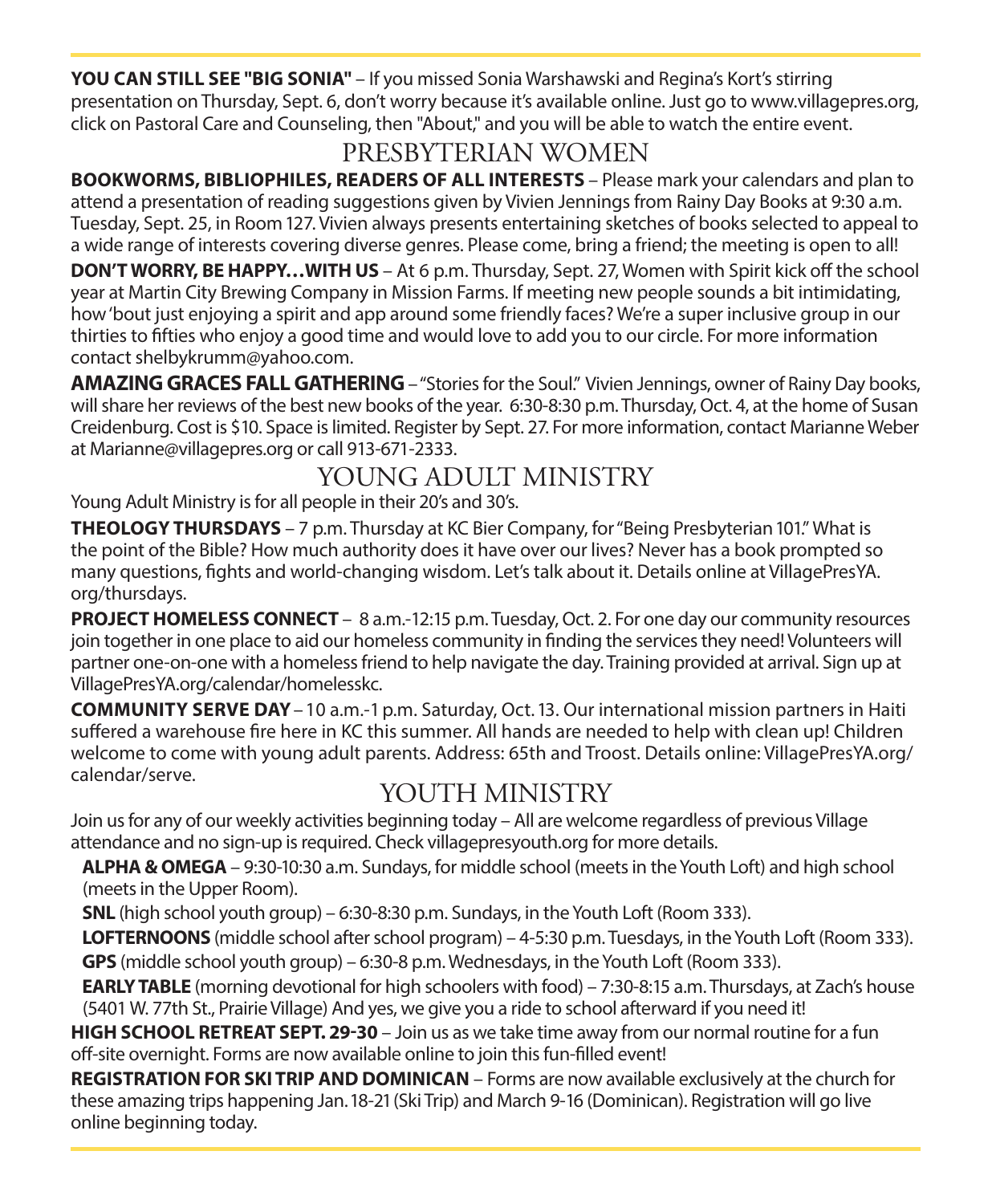**YOU CAN STILL SEE "BIG SONIA"** – If you missed Sonia Warshawski and Regina's Kort's stirring presentation on Thursday, Sept. 6, don't worry because it's available online. Just go to www.villagepres.org, click on Pastoral Care and Counseling, then "About," and you will be able to watch the entire event.

## PRESBYTERIAN WOMEN

**BOOKWORMS, BIBLIOPHILES, READERS OF ALL INTERESTS** – Please mark your calendars and plan to attend a presentation of reading suggestions given by Vivien Jennings from Rainy Day Books at 9:30 a.m. Tuesday, Sept. 25, in Room 127. Vivien always presents entertaining sketches of books selected to appeal to a wide range of interests covering diverse genres. Please come, bring a friend; the meeting is open to all!

**DON'T WORRY, BE HAPPY…WITH US** – At 6 p.m. Thursday, Sept. 27, Women with Spirit kick off the school year at Martin City Brewing Company in Mission Farms. If meeting new people sounds a bit intimidating, how 'bout just enjoying a spirit and app around some friendly faces? We're a super inclusive group in our thirties to fifties who enjoy a good time and would love to add you to our circle. For more information contact shelbykrumm@yahoo.com.

**AMAZING GRACES FALL GATHERING** – "Stories for the Soul." Vivien Jennings, owner of Rainy Day books, will share her reviews of the best new books of the year. 6:30-8:30 p.m. Thursday, Oct. 4, at the home of Susan Creidenburg. Cost is $10. Space is limited. Register by Sept. 27. For more information, contact Marianne Weber at Marianne@villagepres.org or call 913-671-2333.

## YOUNG ADULT MINISTRY

Young Adult Ministry is for all people in their 20's and 30's.

**THEOLOGY THURSDAYS** – 7 p.m. Thursday at KC Bier Company, for "Being Presbyterian 101." What is the point of the Bible? How much authority does it have over our lives? Never has a book prompted so many questions, fights and world-changing wisdom. Let's talk about it. Details online at VillagePresYA.org/thursdays.

**PROJECT HOMELESS CONNECT** – 8 a.m.-12:15 p.m. Tuesday, Oct. 2. For one day our community resources join together in one place to aid our homeless community in finding the services they need! Volunteers will partner one-on-one with a homeless friend to help navigate the day. Training provided at arrival. Sign up at VillagePresYA.org/calendar/homelesskc.

**COMMUNITY SERVE DAY** – 10 a.m.-1 p.m. Saturday, Oct. 13. Our international mission partners in Haiti suffered a warehouse fire here in KC this summer. All hands are needed to help with clean up! Children welcome to come with young adult parents. Address: 65th and Troost. Details online: VillagePresYA.org/calendar/serve.

## YOUTH MINISTRY

Join us for any of our weekly activities beginning today – All are welcome regardless of previous Village attendance and no sign-up is required. Check villagepresyouth.org for more details.

**ALPHA & OMEGA** – 9:30-10:30 a.m. Sundays, for middle school (meets in the Youth Loft) and high school (meets in the Upper Room).

**SNL** (high school youth group) – 6:30-8:30 p.m. Sundays, in the Youth Loft (Room 333).

**LOFTERNOONS** (middle school after school program) – 4-5:30 p.m. Tuesdays, in the Youth Loft (Room 333).

**GPS** (middle school youth group) – 6:30-8 p.m. Wednesdays, in the Youth Loft (Room 333).

**EARLY TABLE** (morning devotional for high schoolers with food) – 7:30-8:15 a.m. Thursdays, at Zach's house (5401 W. 77th St., Prairie Village) And yes, we give you a ride to school afterward if you need it!

**HIGH SCHOOL RETREAT SEPT. 29-30** – Join us as we take time away from our normal routine for a fun off-site overnight. Forms are now available online to join this fun-filled event!

**REGISTRATION FOR SKI TRIP AND DOMINICAN** – Forms are now available exclusively at the church for these amazing trips happening Jan. 18-21 (Ski Trip) and March 9-16 (Dominican). Registration will go live online beginning today.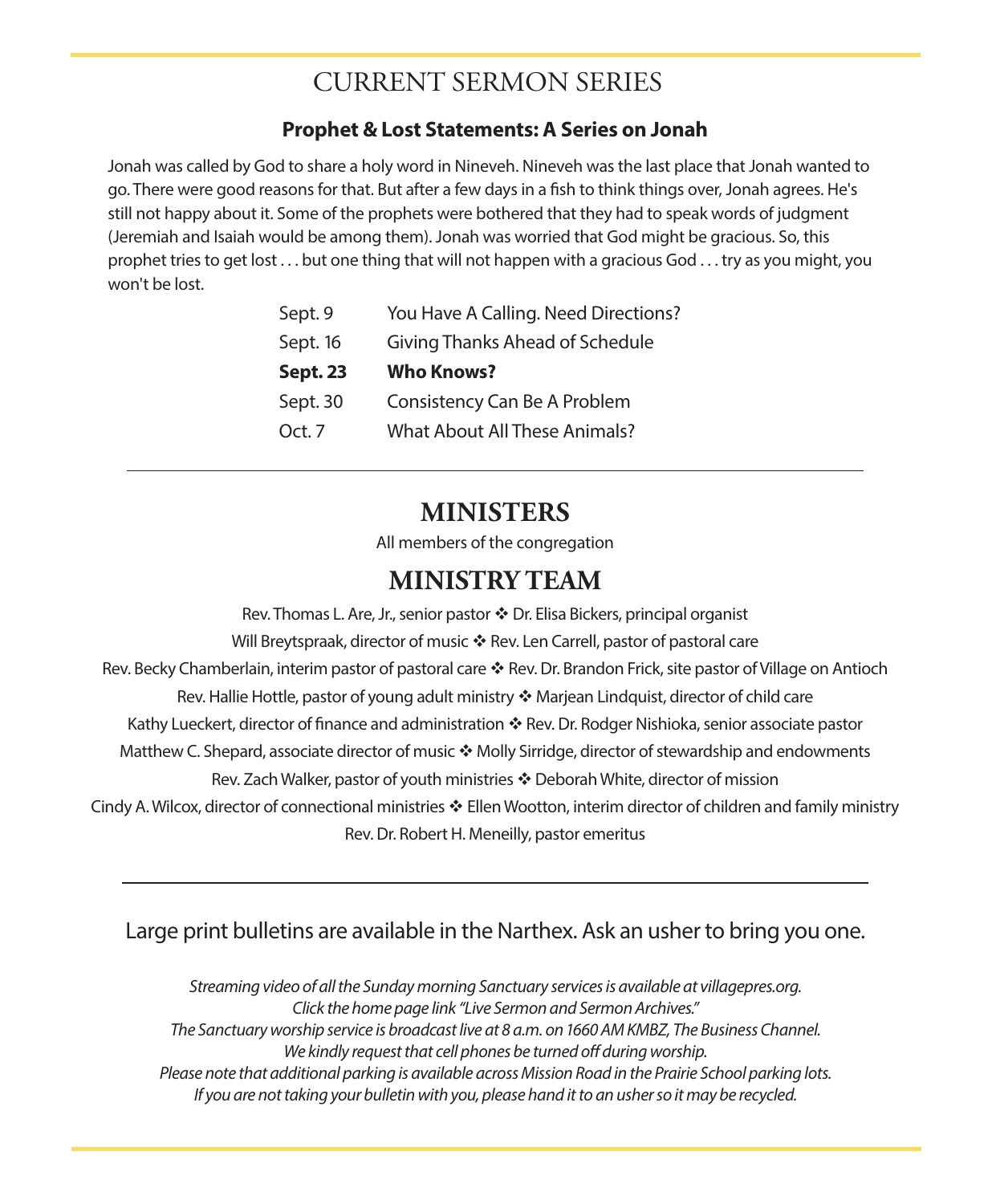# CURRENT SERMON SERIES

### Prophet & Lost Statements: A Series on Jonah

Jonah was called by God to share a holy word in Nineveh. Nineveh was the last place that Jonah wanted to go. There were good reasons for that. But after a few days in a fish to think things over, Jonah agrees. He's still not happy about it. Some of the prophets were bothered that they had to speak words of judgment (Jeremiah and Isaiah would be among them). Jonah was worried that God might be gracious. So, this prophet tries to get lost . . . but one thing that will not happen with a gracious God . . . try as you might, you won't be lost.

| | |
|---|---|
| Sept. 9 | You Have A Calling. Need Directions? |
| Sept. 16 | Giving Thanks Ahead of Schedule |
| **Sept. 23** | **Who Knows?** |
| Sept. 30 | Consistency Can Be A Problem |
| Oct. 7 | What About All These Animals? |

---

## MINISTERS

All members of the congregation

## MINISTRY TEAM

Rev. Thomas L. Are, Jr., senior pastor ❖ Dr. Elisa Bickers, principal organist
Will Breytspraak, director of music ❖ Rev. Len Carrell, pastor of pastoral care
Rev. Becky Chamberlain, interim pastor of pastoral care ❖ Rev. Dr. Brandon Frick, site pastor of Village on Antioch
Rev. Hallie Hottle, pastor of young adult ministry ❖ Marjean Lindquist, director of child care
Kathy Lueckert, director of finance and administration ❖ Rev. Dr. Rodger Nishioka, senior associate pastor
Matthew C. Shepard, associate director of music ❖ Molly Sirridge, director of stewardship and endowments
Rev. Zach Walker, pastor of youth ministries ❖ Deborah White, director of mission
Cindy A. Wilcox, director of connectional ministries ❖ Ellen Wootton, interim director of children and family ministry
Rev. Dr. Robert H. Meneilly, pastor emeritus

---

Large print bulletins are available in the Narthex. Ask an usher to bring you one.

*Streaming video of all the Sunday morning Sanctuary services is available at villagepres.org.*
*Click the home page link "Live Sermon and Sermon Archives."*
*The Sanctuary worship service is broadcast live at 8 a.m. on 1660 AM KMBZ, The Business Channel.*
*We kindly request that cell phones be turned off during worship.*
*Please note that additional parking is available across Mission Road in the Prairie School parking lots.*
*If you are not taking your bulletin with you, please hand it to an usher so it may be recycled.*